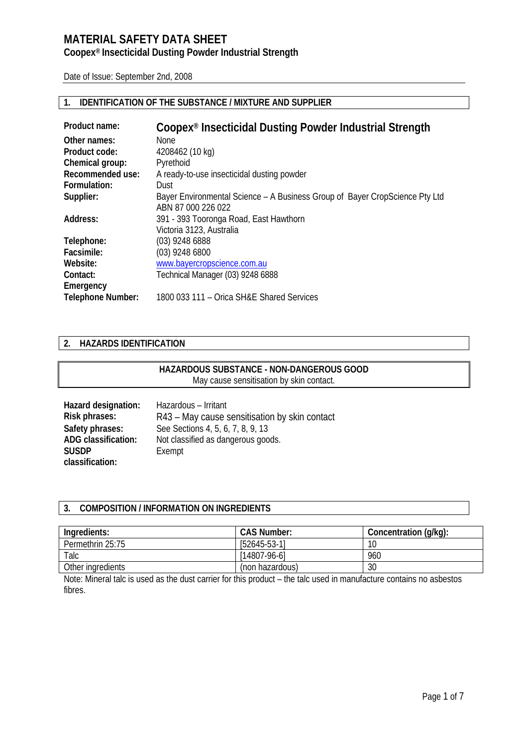# MATERIAL SAFETY DATA SHEET

## Coopex® Insecticidal Dusting Powder Industrial Strength

Date of Issue: September 2nd, 2008

## 1. IDENTIFICATION OF THE SUBSTANCE / MIXTURE AND SUPPLIER

| | |
|---|---|
| **Product name:** | **Coopex® Insecticidal Dusting Powder Industrial Strength** |
| **Other names:** | None |
| **Product code:** | 4208462 (10 kg) |
| **Chemical group:** | Pyrethoid |
| **Recommended use:** | A ready-to-use insecticidal dusting powder |
| **Formulation:** | Dust |
| **Supplier:** | Bayer Environmental Science – A Business Group of Bayer CropScience Pty Ltd ABN 87 000 226 022 |
| **Address:** | 391 - 393 Tooronga Road, East Hawthorn Victoria 3123, Australia |
| **Telephone:** | (03) 9248 6888 |
| **Facsimile:** | (03) 9248 6800 |
| **Website:** | www.bayercropscience.com.au |
| **Contact:** | Technical Manager (03) 9248 6888 |
| **Emergency Telephone Number:** | 1800 033 111 – Orica SH&E Shared Services |

## 2. HAZARDS IDENTIFICATION

**HAZARDOUS SUBSTANCE - NON-DANGEROUS GOOD**

May cause sensitisation by skin contact.

| | |
|---|---|
| **Hazard designation:** | Hazardous – Irritant |
| **Risk phrases:** | R43 – May cause sensitisation by skin contact |
| **Safety phrases:** | See Sections 4, 5, 6, 7, 8, 9, 13 |
| **ADG classification:** | Not classified as dangerous goods. |
| **SUSDP classification:** | Exempt |

## 3. COMPOSITION / INFORMATION ON INGREDIENTS

| Ingredients: | CAS Number: | Concentration (g/kg): |
|---|---|---|
| Permethrin 25:75 | [52645-53-1] | 10 |
| Talc | [14807-96-6] | 960 |
| Other ingredients | (non hazardous) | 30 |

Note: Mineral talc is used as the dust carrier for this product – the talc used in manufacture contains no asbestos fibres.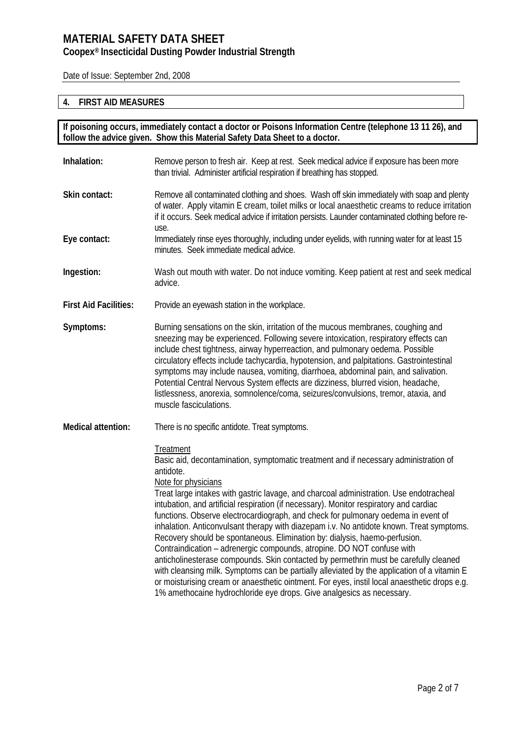## 4. FIRST AID MEASURES

**If poisoning occurs, immediately contact a doctor or Poisons Information Centre (telephone 13 11 26), and follow the advice given. Show this Material Safety Data Sheet to a doctor.**

**Inhalation:** Remove person to fresh air. Keep at rest. Seek medical advice if exposure has been more than trivial. Administer artificial respiration if breathing has stopped.

**Skin contact:** Remove all contaminated clothing and shoes. Wash off skin immediately with soap and plenty of water. Apply vitamin E cream, toilet milks or local anaesthetic creams to reduce irritation if it occurs. Seek medical advice if irritation persists. Launder contaminated clothing before re-use.

**Eye contact:** Immediately rinse eyes thoroughly, including under eyelids, with running water for at least 15 minutes. Seek immediate medical advice.

**Ingestion:** Wash out mouth with water. Do not induce vomiting. Keep patient at rest and seek medical advice.

**First Aid Facilities:** Provide an eyewash station in the workplace.

**Symptoms:** Burning sensations on the skin, irritation of the mucous membranes, coughing and sneezing may be experienced. Following severe intoxication, respiratory effects can include chest tightness, airway hyperreaction, and pulmonary oedema. Possible circulatory effects include tachycardia, hypotension, and palpitations. Gastrointestinal symptoms may include nausea, vomiting, diarrhoea, abdominal pain, and salivation. Potential Central Nervous System effects are dizziness, blurred vision, headache, listlessness, anorexia, somnolence/coma, seizures/convulsions, tremor, ataxia, and muscle fasciculations.

**Medical attention:** There is no specific antidote. Treat symptoms.

Treatment

Basic aid, decontamination, symptomatic treatment and if necessary administration of antidote.

Note for physicians

Treat large intakes with gastric lavage, and charcoal administration. Use endotracheal intubation, and artificial respiration (if necessary). Monitor respiratory and cardiac functions. Observe electrocardiograph, and check for pulmonary oedema in event of inhalation. Anticonvulsant therapy with diazepam i.v. No antidote known. Treat symptoms. Recovery should be spontaneous. Elimination by: dialysis, haemo-perfusion. Contraindication – adrenergic compounds, atropine. DO NOT confuse with anticholinesterase compounds. Skin contacted by permethrin must be carefully cleaned with cleansing milk. Symptoms can be partially alleviated by the application of a vitamin E or moisturising cream or anaesthetic ointment. For eyes, instil local anaesthetic drops e.g. 1% amethocaine hydrochloride eye drops. Give analgesics as necessary.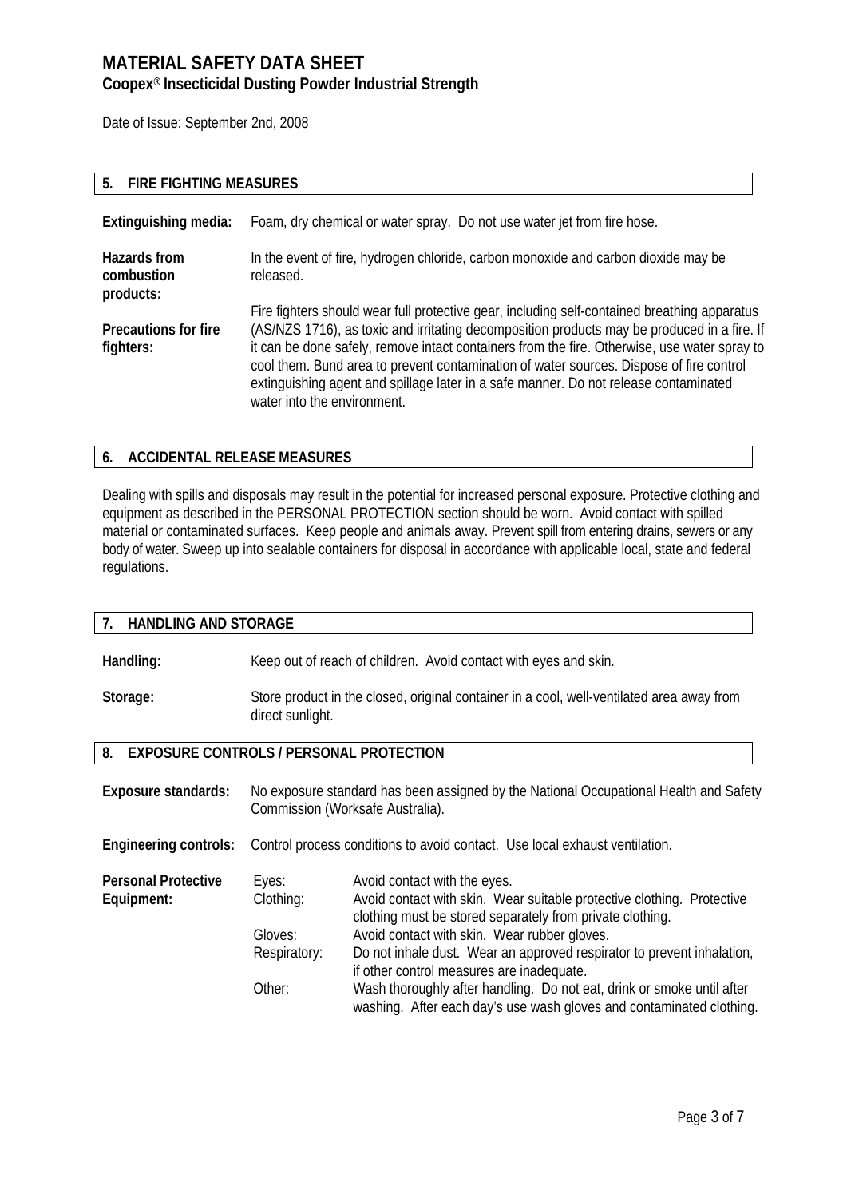## 5. FIRE FIGHTING MEASURES

**Extinguishing media:** Foam, dry chemical or water spray. Do not use water jet from fire hose.

**Hazards from combustion products:** In the event of fire, hydrogen chloride, carbon monoxide and carbon dioxide may be released.

**Precautions for fire fighters:** Fire fighters should wear full protective gear, including self-contained breathing apparatus (AS/NZS 1716), as toxic and irritating decomposition products may be produced in a fire. If it can be done safely, remove intact containers from the fire. Otherwise, use water spray to cool them. Bund area to prevent contamination of water sources. Dispose of fire control extinguishing agent and spillage later in a safe manner. Do not release contaminated water into the environment.

## 6. ACCIDENTAL RELEASE MEASURES

Dealing with spills and disposals may result in the potential for increased personal exposure. Protective clothing and equipment as described in the PERSONAL PROTECTION section should be worn. Avoid contact with spilled material or contaminated surfaces. Keep people and animals away. Prevent spill from entering drains, sewers or any body of water. Sweep up into sealable containers for disposal in accordance with applicable local, state and federal regulations.

## 7. HANDLING AND STORAGE

**Handling:** Keep out of reach of children. Avoid contact with eyes and skin.

**Storage:** Store product in the closed, original container in a cool, well-ventilated area away from direct sunlight.

## 8. EXPOSURE CONTROLS / PERSONAL PROTECTION

**Exposure standards:** No exposure standard has been assigned by the National Occupational Health and Safety Commission (Worksafe Australia).

**Engineering controls:** Control process conditions to avoid contact. Use local exhaust ventilation.

**Personal Protective Equipment:**

| | |
|---|---|
| Eyes: | Avoid contact with the eyes. |
| Clothing: | Avoid contact with skin. Wear suitable protective clothing. Protective clothing must be stored separately from private clothing. |
| Gloves: | Avoid contact with skin. Wear rubber gloves. |
| Respiratory: | Do not inhale dust. Wear an approved respirator to prevent inhalation, if other control measures are inadequate. |
| Other: | Wash thoroughly after handling. Do not eat, drink or smoke until after washing. After each day's use wash gloves and contaminated clothing. |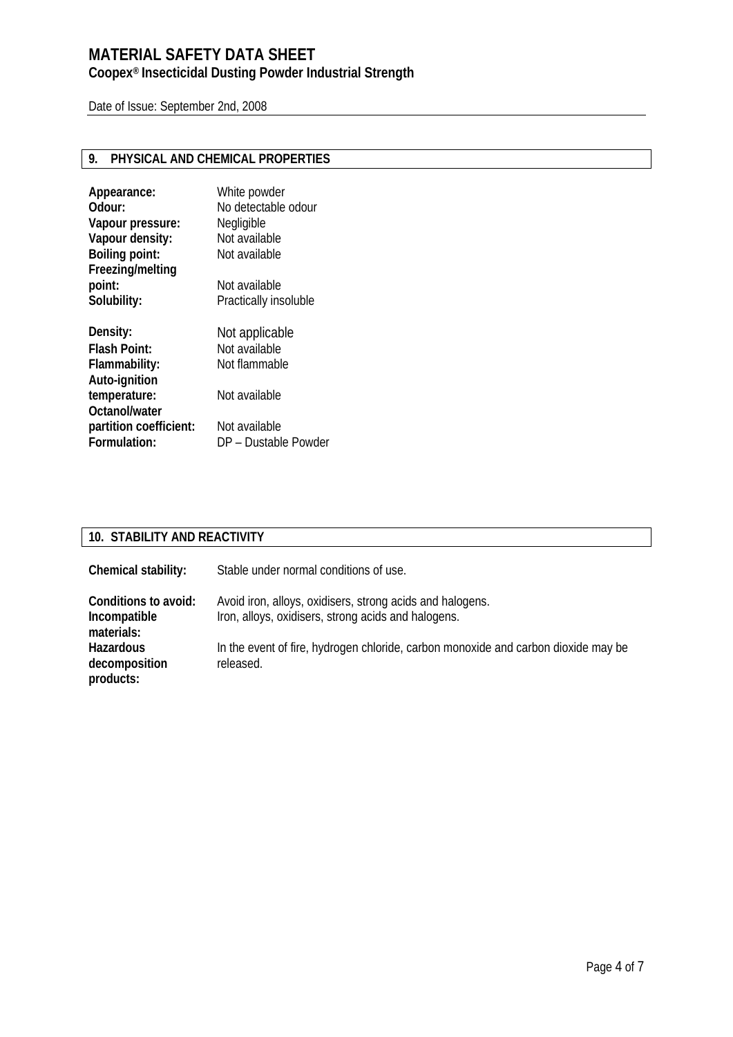## 9. PHYSICAL AND CHEMICAL PROPERTIES

| | |
|---|---|
| **Appearance:** | White powder |
| **Odour:** | No detectable odour |
| **Vapour pressure:** | Negligible |
| **Vapour density:** | Not available |
| **Boiling point:** | Not available |
| **Freezing/melting point:** | Not available |
| **Solubility:** | Practically insoluble |
| **Density:** | Not applicable |
| **Flash Point:** | Not available |
| **Flammability:** | Not flammable |
| **Auto-ignition temperature:** | Not available |
| **Octanol/water partition coefficient:** | Not available |
| **Formulation:** | DP – Dustable Powder |

## 10. STABILITY AND REACTIVITY

| | |
|---|---|
| **Chemical stability:** | Stable under normal conditions of use. |
| **Conditions to avoid:** | Avoid iron, alloys, oxidisers, strong acids and halogens. |
| **Incompatible materials:** | Iron, alloys, oxidisers, strong acids and halogens. |
| **Hazardous decomposition products:** | In the event of fire, hydrogen chloride, carbon monoxide and carbon dioxide may be released. |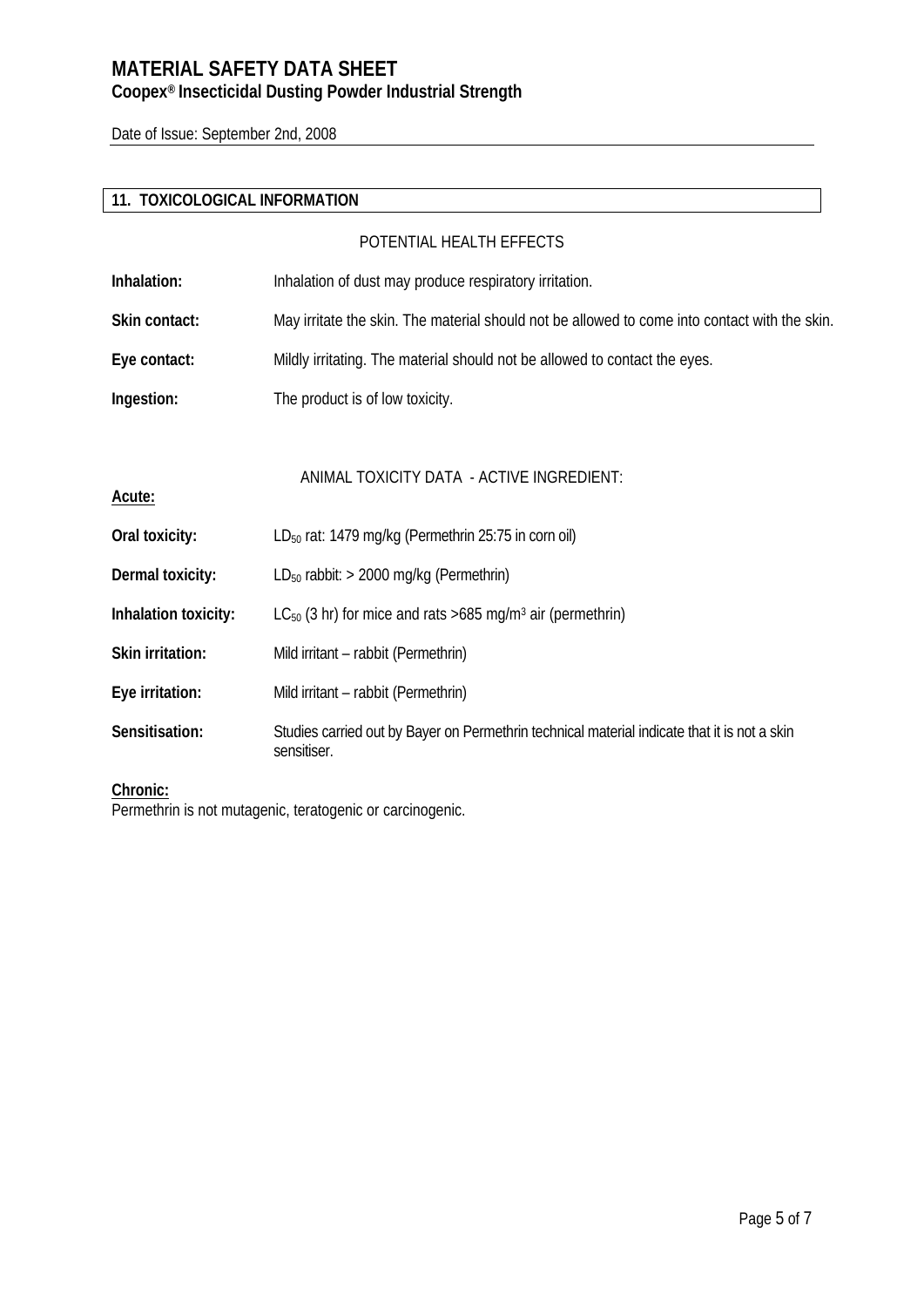## 11. TOXICOLOGICAL INFORMATION

### POTENTIAL HEALTH EFFECTS

**Inhalation:** Inhalation of dust may produce respiratory irritation.

**Skin contact:** May irritate the skin. The material should not be allowed to come into contact with the skin.

**Eye contact:** Mildly irritating. The material should not be allowed to contact the eyes.

**Ingestion:** The product is of low toxicity.

### ANIMAL TOXICITY DATA - ACTIVE INGREDIENT:

**Acute:**

**Oral toxicity:** $LD_{50}$ rat: 1479 mg/kg (Permethrin 25:75 in corn oil)

**Dermal toxicity:** $LD_{50}$ rabbit: > 2000 mg/kg (Permethrin)

**Inhalation toxicity:** $LC_{50}$ (3 hr) for mice and rats >685 mg/$m^3$ air (permethrin)

**Skin irritation:** Mild irritant – rabbit (Permethrin)

**Eye irritation:** Mild irritant – rabbit (Permethrin)

**Sensitisation:** Studies carried out by Bayer on Permethrin technical material indicate that it is not a skin sensitiser.

**Chronic:**

Permethrin is not mutagenic, teratogenic or carcinogenic.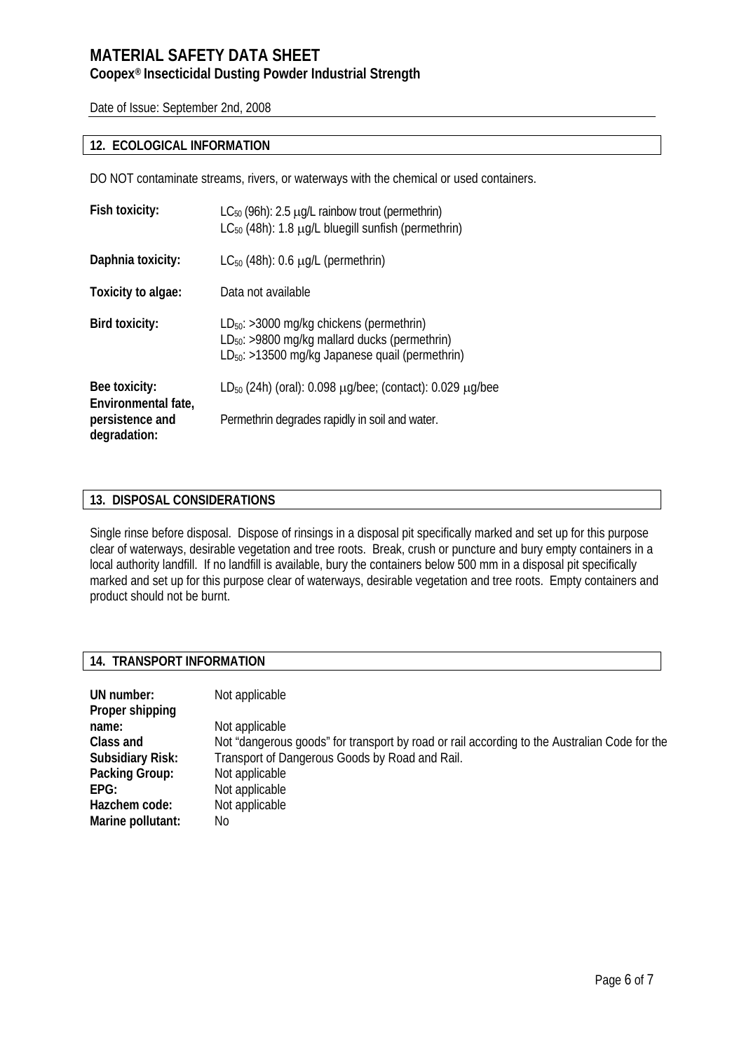## 12. ECOLOGICAL INFORMATION

DO NOT contaminate streams, rivers, or waterways with the chemical or used containers.

| | |
|---|---|
| **Fish toxicity:** | $LC_{50}$ (96h): 2.5 μg/L rainbow trout (permethrin)<br>$LC_{50}$ (48h): 1.8 μg/L bluegill sunfish (permethrin) |
| **Daphnia toxicity:** | $LC_{50}$ (48h): 0.6 μg/L (permethrin) |
| **Toxicity to algae:** | Data not available |
| **Bird toxicity:** | $LD_{50}$: >3000 mg/kg chickens (permethrin)<br>$LD_{50}$: >9800 mg/kg mallard ducks (permethrin)<br>$LD_{50}$: >13500 mg/kg Japanese quail (permethrin) |
| **Bee toxicity:** | $LD_{50}$ (24h) (oral): 0.098 μg/bee; (contact): 0.029 μg/bee |
| **Environmental fate, persistence and degradation:** | Permethrin degrades rapidly in soil and water. |

## 13. DISPOSAL CONSIDERATIONS

Single rinse before disposal. Dispose of rinsings in a disposal pit specifically marked and set up for this purpose clear of waterways, desirable vegetation and tree roots. Break, crush or puncture and bury empty containers in a local authority landfill. If no landfill is available, bury the containers below 500 mm in a disposal pit specifically marked and set up for this purpose clear of waterways, desirable vegetation and tree roots. Empty containers and product should not be burnt.

## 14. TRANSPORT INFORMATION

| | |
|---|---|
| **UN number:** | Not applicable |
| **Proper shipping name:** | Not applicable |
| **Class and Subsidiary Risk:** | Not "dangerous goods" for transport by road or rail according to the Australian Code for the Transport of Dangerous Goods by Road and Rail. |
| **Packing Group:** | Not applicable |
| **EPG:** | Not applicable |
| **Hazchem code:** | Not applicable |
| **Marine pollutant:** | No |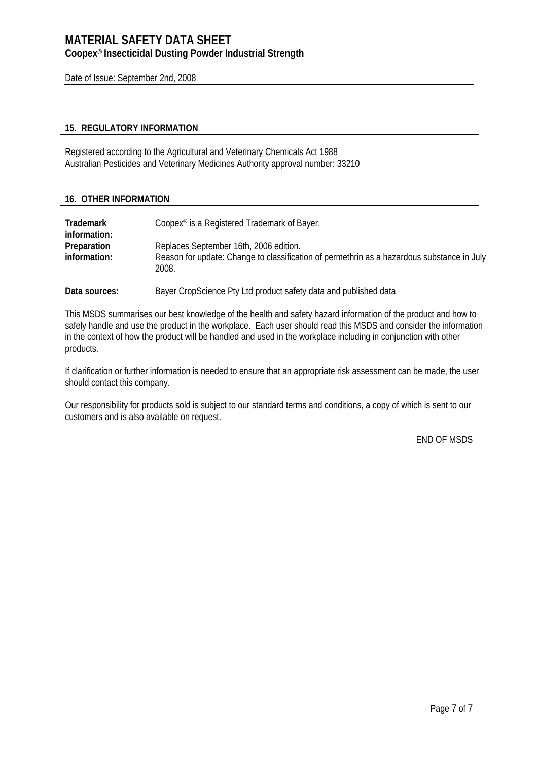## 15. REGULATORY INFORMATION

Registered according to the Agricultural and Veterinary Chemicals Act 1988
Australian Pesticides and Veterinary Medicines Authority approval number: 33210

## 16. OTHER INFORMATION

| | |
|---|---|
| **Trademark information:** | Coopex® is a Registered Trademark of Bayer. |
| **Preparation information:** | Replaces September 16th, 2006 edition. Reason for update: Change to classification of permethrin as a hazardous substance in July 2008. |
| **Data sources:** | Bayer CropScience Pty Ltd product safety data and published data |

This MSDS summarises our best knowledge of the health and safety hazard information of the product and how to safely handle and use the product in the workplace. Each user should read this MSDS and consider the information in the context of how the product will be handled and used in the workplace including in conjunction with other products.

If clarification or further information is needed to ensure that an appropriate risk assessment can be made, the user should contact this company.

Our responsibility for products sold is subject to our standard terms and conditions, a copy of which is sent to our customers and is also available on request.

END OF MSDS